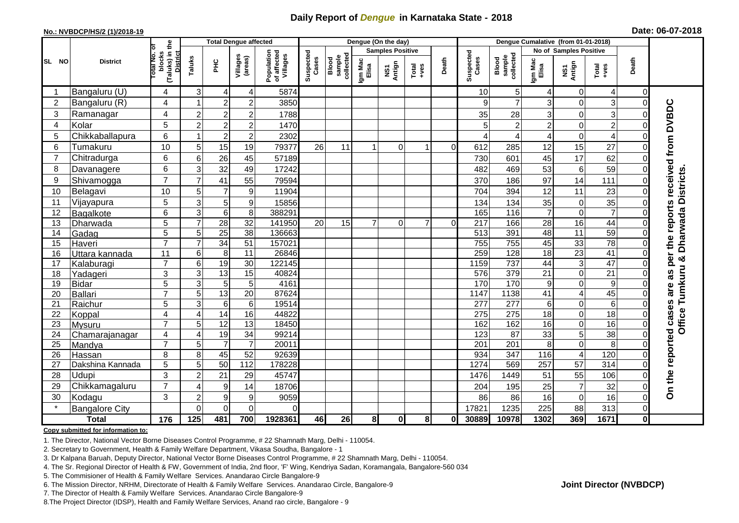# Daily Report of *Dengue* in Karnataka State - 2018

**No.: NVBDCP/HS/2 (1)/2018-19**

**Date: 06-07-2018**

| SL NO | District | Total No. of blocks (Taluks) in the District | Total Dengue affected | | | | Dengue (On the day) | | | | | | | Dengue Cumalative (from 01-01-2018) | | | | | | | |
|---|---|---|---|---|---|---|---|---|---|---|---|---|---|---|---|---|---|---|---|---|
| | | | Taluks | PHC | Villages (areas) | Population of affected Villages | Suspected Cases | Blood sample collected | Samples Positive | | | Death | Suspected Cases | Blood sample collected | No of Samples Positive | | | Death | |
| | | | | | | | | | Igm Mac Elisa | NS1 Antign | Total +ves | | | | Igm Mac Elisa | NS1 Antign | Total +ves | | |
| 1 | Bangaluru (U) | 4 | 3 | 4 | 4 | 5874 | | | | | | | 10 | 5 | 4 | 0 | 4 | 0 | On the reported cases are as per the reports received from DVBDC Office Tumkuru & Dharwada Districts. |
| 2 | Bangaluru (R) | 4 | 1 | 2 | 2 | 3850 | | | | | | | 9 | 7 | 3 | 0 | 3 | 0 | |
| 3 | Ramanagar | 4 | 2 | 2 | 2 | 1788 | | | | | | | 35 | 28 | 3 | 0 | 3 | 0 | |
| 4 | Kolar | 5 | 2 | 2 | 2 | 1470 | | | | | | | 5 | 2 | 2 | 0 | 2 | 0 | |
| 5 | Chikkaballapura | 6 | 1 | 2 | 2 | 2302 | | | | | | | 4 | 4 | 4 | 0 | 4 | 0 | |
| 6 | Tumakuru | 10 | 5 | 15 | 19 | 79377 | 26 | 11 | 1 | 0 | 1 | 0 | 612 | 285 | 12 | 15 | 27 | 0 | |
| 7 | Chitradurga | 6 | 6 | 26 | 45 | 57189 | | | | | | | 730 | 601 | 45 | 17 | 62 | 0 | |
| 8 | Davanagere | 6 | 3 | 32 | 49 | 17242 | | | | | | | 482 | 469 | 53 | 6 | 59 | 0 | |
| 9 | Shivamogga | 7 | 7 | 41 | 55 | 79594 | | | | | | | 370 | 186 | 97 | 14 | 111 | 0 | |
| 10 | Belagavi | 10 | 5 | 7 | 9 | 11904 | | | | | | | 704 | 394 | 12 | 11 | 23 | 0 | |
| 11 | Vijayapura | 5 | 3 | 5 | 9 | 15856 | | | | | | | 134 | 134 | 35 | 0 | 35 | 0 | |
| 12 | Bagalkote | 6 | 3 | 6 | 8 | 388291 | | | | | | | 165 | 116 | 7 | 0 | 7 | 0 | |
| 13 | Dharwada | 5 | 7 | 28 | 32 | 141950 | 20 | 15 | 7 | 0 | 7 | 0 | 217 | 166 | 28 | 16 | 44 | 0 | |
| 14 | Gadag | 5 | 5 | 25 | 38 | 136663 | | | | | | | 513 | 391 | 48 | 11 | 59 | 0 | |
| 15 | Haveri | 7 | 7 | 34 | 51 | 157021 | | | | | | | 755 | 755 | 45 | 33 | 78 | 0 | |
| 16 | Uttara kannada | 11 | 6 | 8 | 11 | 26846 | | | | | | | 259 | 128 | 18 | 23 | 41 | 0 | |
| 17 | Kalaburagi | 7 | 6 | 19 | 30 | 122145 | | | | | | | 1159 | 737 | 44 | 3 | 47 | 0 | |
| 18 | Yadageri | 3 | 3 | 13 | 15 | 40824 | | | | | | | 576 | 379 | 21 | 0 | 21 | 0 | |
| 19 | Bidar | 5 | 3 | 5 | 5 | 4161 | | | | | | | 170 | 170 | 9 | 0 | 9 | 0 | |
| 20 | Ballari | 7 | 5 | 13 | 20 | 87624 | | | | | | | 1147 | 1138 | 41 | 4 | 45 | 0 | |
| 21 | Raichur | 5 | 3 | 6 | 6 | 19514 | | | | | | | 277 | 277 | 6 | 0 | 6 | 0 | |
| 22 | Koppal | 4 | 4 | 14 | 16 | 44822 | | | | | | | 275 | 275 | 18 | 0 | 18 | 0 | |
| 23 | Mysuru | 7 | 5 | 12 | 13 | 18450 | | | | | | | 162 | 162 | 16 | 0 | 16 | 0 | |
| 24 | Chamarajanagar | 4 | 4 | 19 | 34 | 99214 | | | | | | | 123 | 87 | 33 | 5 | 38 | 0 | |
| 25 | Mandya | 7 | 5 | 7 | 7 | 20011 | | | | | | | 201 | 201 | 8 | 0 | 8 | 0 | |
| 26 | Hassan | 8 | 8 | 45 | 52 | 92639 | | | | | | | 934 | 347 | 116 | 4 | 120 | 0 | |
| 27 | Dakshina Kannada | 5 | 5 | 50 | 112 | 178228 | | | | | | | 1274 | 569 | 257 | 57 | 314 | 0 | |
| 28 | Udupi | 3 | 2 | 21 | 29 | 45747 | | | | | | | 1476 | 1449 | 51 | 55 | 106 | 0 | |
| 29 | Chikkamagaluru | 7 | 4 | 9 | 14 | 18706 | | | | | | | 204 | 195 | 25 | 7 | 32 | 0 | |
| 30 | Kodagu | 3 | 2 | 9 | 9 | 9059 | | | | | | | 86 | 86 | 16 | 0 | 16 | 0 | |
| * | Bangalore City | | 0 | 0 | 0 | 0 | | | | | | | 17821 | 1235 | 225 | 88 | 313 | 0 | |
| | **Total** | **176** | **125** | **481** | **700** | **1928361** | **46** | **26** | **8** | **0** | **8** | **0** | **30889** | **10978** | **1302** | **369** | **1671** | **0** | |

**Copy submitted for information to:**

1. The Director, National Vector Borne Diseases Control Programme, # 22 Shamnath Marg, Delhi - 110054.
2. Secretary to Government, Health & Family Welfare Department, Vikasa Soudha, Bangalore - 1
3. Dr Kalpana Baruah, Deputy Director, National Vector Borne Diseases Control Programme, # 22 Shamnath Marg, Delhi - 110054.
4. The Sr. Regional Director of Health & FW, Government of India, 2nd floor, 'F' Wing, Kendriya Sadan, Koramangala, Bangalore-560 034
5. The Commisioner of Health & Family Welfare Services. Anandarao Circle Bangalore-9
6. The Mission Director, NRHM, Directorate of Health & Family Welfare Services. Anandarao Circle, Bangalore-9
7. The Director of Health & Family Welfare Services. Anandarao Circle Bangalore-9
8. The Project Director (IDSP), Health and Family Welfare Services, Anand rao circle, Bangalore - 9

**Joint Director (NVBDCP)**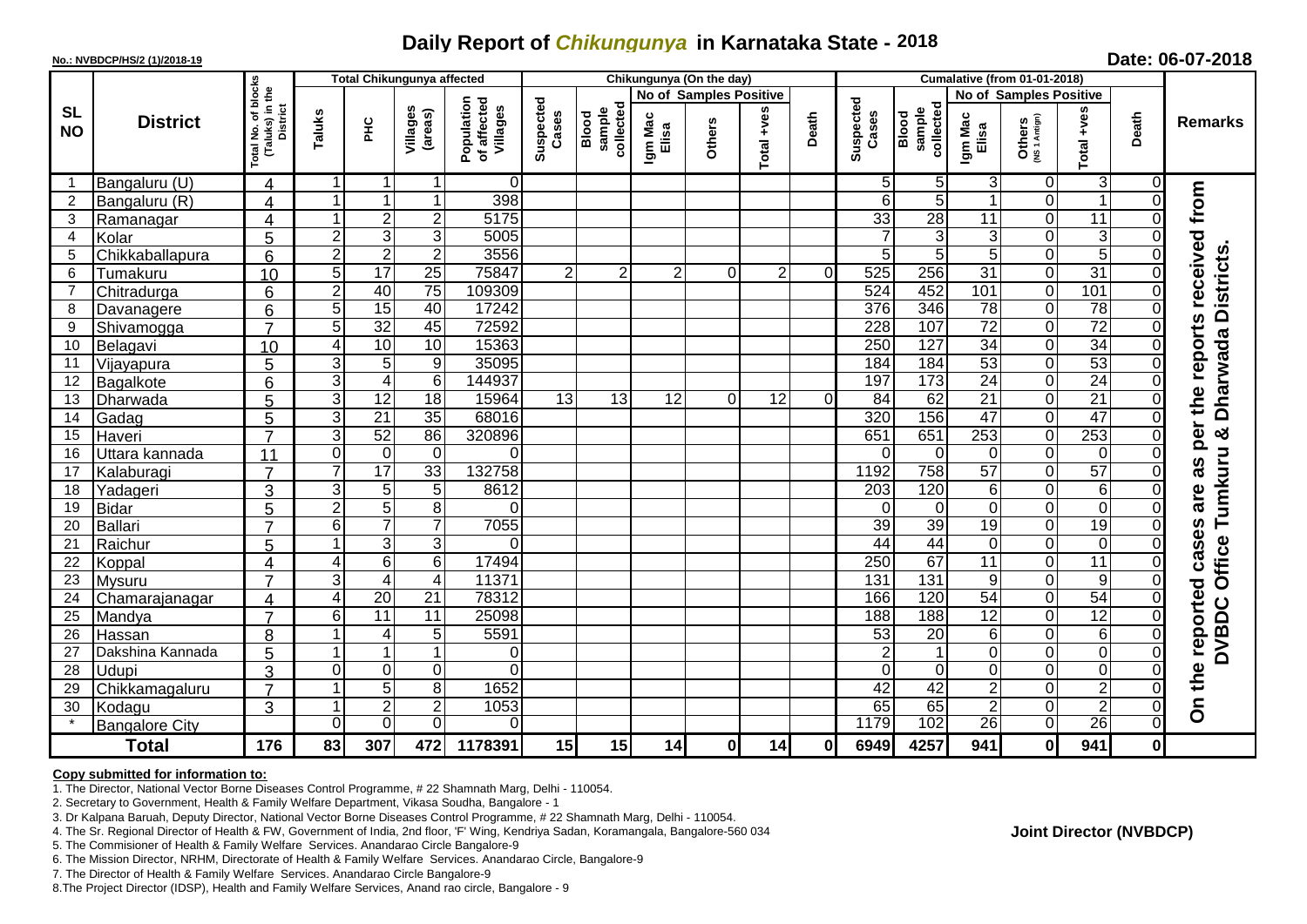# Daily Report of *Chikungunya* in Karnataka State - 2018

**No.: NVBDCP/HS/2 (1)/2018-19**

**Date: 06-07-2018**

| SL NO | District | Total No. of blocks (Taluks) in the District | Total Chikungunya affected | | | | Chikungunya (On the day) | | | | | | | Cumalative (from 01-01-2018) | | | | | | | Remarks |
|---|---|---|---|---|---|---|---|---|---|---|---|---|---|---|---|---|---|---|---|---|---|
| | | | Taluks | PHC | Villages (areas) | Population of affected Villages | Suspected Cases | Blood sample collected | No of Samples Positive | | | Death | Suspected Cases | Blood sample collected | No of Samples Positive | | | Death | |
| | | | | | | | | | Igm Mac Elisa | Others | Total +ves | | | | Igm Mac Elisa | Others (NS 1 Antign) | Total +ves | | |
| 1 | Bangaluru (U) | 4 | 1 | 1 | 1 | 0 | | | | | | | 5 | 5 | 3 | 0 | 3 | 0 | On the reported cases are as per the reports received from DVBDC Office Tumkuru & Dharwada Districts. |
| 2 | Bangaluru (R) | 4 | 1 | 1 | 1 | 398 | | | | | | | 6 | 5 | 1 | 0 | 1 | 0 | |
| 3 | Ramanagar | 4 | 1 | 2 | 2 | 5175 | | | | | | | 33 | 28 | 11 | 0 | 11 | 0 | |
| 4 | Kolar | 5 | 2 | 3 | 3 | 5005 | | | | | | | 7 | 3 | 3 | 0 | 3 | 0 | |
| 5 | Chikkaballapura | 6 | 2 | 2 | 2 | 3556 | | | | | | | 5 | 5 | 5 | 0 | 5 | 0 | |
| 6 | Tumakuru | 10 | 5 | 17 | 25 | 75847 | 2 | 2 | 2 | 0 | 2 | 0 | 525 | 256 | 31 | 0 | 31 | 0 | |
| 7 | Chitradurga | 6 | 2 | 40 | 75 | 109309 | | | | | | | 524 | 452 | 101 | 0 | 101 | 0 | |
| 8 | Davanagere | 6 | 5 | 15 | 40 | 17242 | | | | | | | 376 | 346 | 78 | 0 | 78 | 0 | |
| 9 | Shivamogga | 7 | 5 | 32 | 45 | 72592 | | | | | | | 228 | 107 | 72 | 0 | 72 | 0 | |
| 10 | Belagavi | 10 | 4 | 10 | 10 | 15363 | | | | | | | 250 | 127 | 34 | 0 | 34 | 0 | |
| 11 | Vijayapura | 5 | 3 | 5 | 9 | 35095 | | | | | | | 184 | 184 | 53 | 0 | 53 | 0 | |
| 12 | Bagalkote | 6 | 3 | 4 | 6 | 144937 | | | | | | | 197 | 173 | 24 | 0 | 24 | 0 | |
| 13 | Dharwada | 5 | 3 | 12 | 18 | 15964 | 13 | 13 | 12 | 0 | 12 | 0 | 84 | 62 | 21 | 0 | 21 | 0 | |
| 14 | Gadag | 5 | 3 | 21 | 35 | 68016 | | | | | | | 320 | 156 | 47 | 0 | 47 | 0 | |
| 15 | Haveri | 7 | 3 | 52 | 86 | 320896 | | | | | | | 651 | 651 | 253 | 0 | 253 | 0 | |
| 16 | Uttara kannada | 11 | 0 | 0 | 0 | 0 | | | | | | | 0 | 0 | 0 | 0 | 0 | 0 | |
| 17 | Kalaburagi | 7 | 7 | 17 | 33 | 132758 | | | | | | | 1192 | 758 | 57 | 0 | 57 | 0 | |
| 18 | Yadageri | 3 | 3 | 5 | 5 | 8612 | | | | | | | 203 | 120 | 6 | 0 | 6 | 0 | |
| 19 | Bidar | 5 | 2 | 5 | 8 | 0 | | | | | | | 0 | 0 | 0 | 0 | 0 | 0 | |
| 20 | Ballari | 7 | 6 | 7 | 7 | 7055 | | | | | | | 39 | 39 | 19 | 0 | 19 | 0 | |
| 21 | Raichur | 5 | 1 | 3 | 3 | 0 | | | | | | | 44 | 44 | 0 | 0 | 0 | 0 | |
| 22 | Koppal | 4 | 4 | 6 | 6 | 17494 | | | | | | | 250 | 67 | 11 | 0 | 11 | 0 | |
| 23 | Mysuru | 7 | 3 | 4 | 4 | 11371 | | | | | | | 131 | 131 | 9 | 0 | 9 | 0 | |
| 24 | Chamarajanagar | 4 | 4 | 20 | 21 | 78312 | | | | | | | 166 | 120 | 54 | 0 | 54 | 0 | |
| 25 | Mandya | 7 | 6 | 11 | 11 | 25098 | | | | | | | 188 | 188 | 12 | 0 | 12 | 0 | |
| 26 | Hassan | 8 | 1 | 4 | 5 | 5591 | | | | | | | 53 | 20 | 6 | 0 | 6 | 0 | |
| 27 | Dakshina Kannada | 5 | 1 | 1 | 1 | 0 | | | | | | | 2 | 1 | 0 | 0 | 0 | 0 | |
| 28 | Udupi | 3 | 0 | 0 | 0 | 0 | | | | | | | 0 | 0 | 0 | 0 | 0 | 0 | |
| 29 | Chikkamagaluru | 7 | 1 | 5 | 8 | 1652 | | | | | | | 42 | 42 | 2 | 0 | 2 | 0 | |
| 30 | Kodagu | 3 | 1 | 2 | 2 | 1053 | | | | | | | 65 | 65 | 2 | 0 | 2 | 0 | |
| * | Bangalore City | | 0 | 0 | 0 | 0 | | | | | | | 1179 | 102 | 26 | 0 | 26 | 0 | |
| | **Total** | **176** | **83** | **307** | **472** | **1178391** | **15** | **15** | **14** | **0** | **14** | **0** | **6949** | **4257** | **941** | **0** | **941** | **0** | |

**Copy submitted for information to:**

1. The Director, National Vector Borne Diseases Control Programme, # 22 Shamnath Marg, Delhi - 110054.
2. Secretary to Government, Health & Family Welfare Department, Vikasa Soudha, Bangalore - 1
3. Dr Kalpana Baruah, Deputy Director, National Vector Borne Diseases Control Programme, # 22 Shamnath Marg, Delhi - 110054.
4. The Sr. Regional Director of Health & FW, Government of India, 2nd floor, 'F' Wing, Kendriya Sadan, Koramangala, Bangalore-560 034
5. The Commisioner of Health & Family Welfare Services. Anandarao Circle Bangalore-9
6. The Mission Director, NRHM, Directorate of Health & Family Welfare Services. Anandarao Circle, Bangalore-9
7. The Director of Health & Family Welfare Services. Anandarao Circle Bangalore-9
8. The Project Director (IDSP), Health and Family Welfare Services, Anand rao circle, Bangalore - 9

**Joint Director (NVBDCP)**